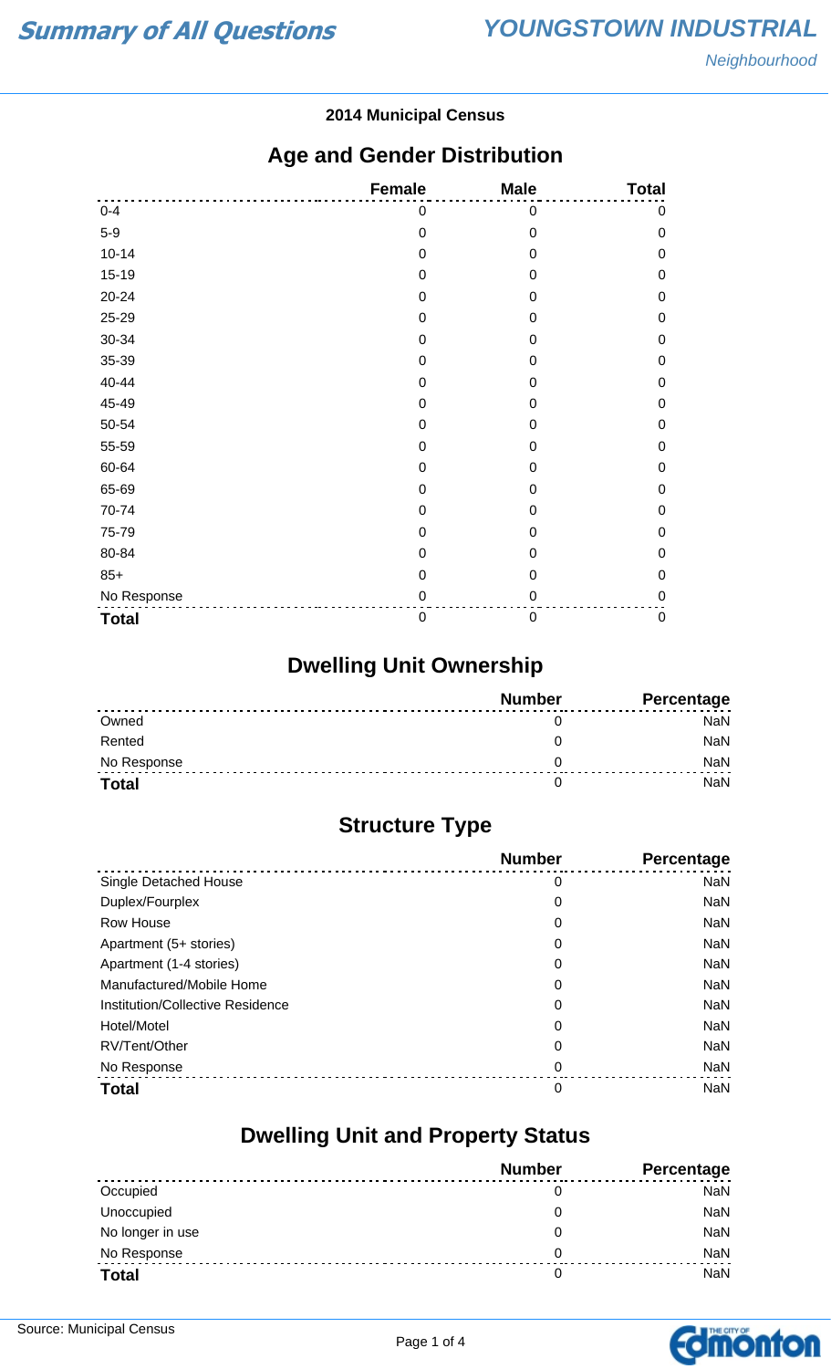# Summary of All Questions

## YOUNGSTOWN INDUSTRIAL

*Neighbourhood*

**2014 Municipal Census**

## Age and Gender Distribution

| | Female | Male | Total |
|---|---|---|---|
| 0-4 | 0 | 0 | 0 |
| 5-9 | 0 | 0 | 0 |
| 10-14 | 0 | 0 | 0 |
| 15-19 | 0 | 0 | 0 |
| 20-24 | 0 | 0 | 0 |
| 25-29 | 0 | 0 | 0 |
| 30-34 | 0 | 0 | 0 |
| 35-39 | 0 | 0 | 0 |
| 40-44 | 0 | 0 | 0 |
| 45-49 | 0 | 0 | 0 |
| 50-54 | 0 | 0 | 0 |
| 55-59 | 0 | 0 | 0 |
| 60-64 | 0 | 0 | 0 |
| 65-69 | 0 | 0 | 0 |
| 70-74 | 0 | 0 | 0 |
| 75-79 | 0 | 0 | 0 |
| 80-84 | 0 | 0 | 0 |
| 85+ | 0 | 0 | 0 |
| No Response | 0 | 0 | 0 |
| **Total** | 0 | 0 | 0 |

## Dwelling Unit Ownership

| | Number | Percentage |
|---|---|---|
| Owned | 0 | NaN |
| Rented | 0 | NaN |
| No Response | 0 | NaN |
| **Total** | 0 | NaN |

## Structure Type

| | Number | Percentage |
|---|---|---|
| Single Detached House | 0 | NaN |
| Duplex/Fourplex | 0 | NaN |
| Row House | 0 | NaN |
| Apartment (5+ stories) | 0 | NaN |
| Apartment (1-4 stories) | 0 | NaN |
| Manufactured/Mobile Home | 0 | NaN |
| Institution/Collective Residence | 0 | NaN |
| Hotel/Motel | 0 | NaN |
| RV/Tent/Other | 0 | NaN |
| No Response | 0 | NaN |
| **Total** | 0 | NaN |

## Dwelling Unit and Property Status

| | Number | Percentage |
|---|---|---|
| Occupied | 0 | NaN |
| Unoccupied | 0 | NaN |
| No longer in use | 0 | NaN |
| No Response | 0 | NaN |
| **Total** | 0 | NaN |

Source: Municipal Census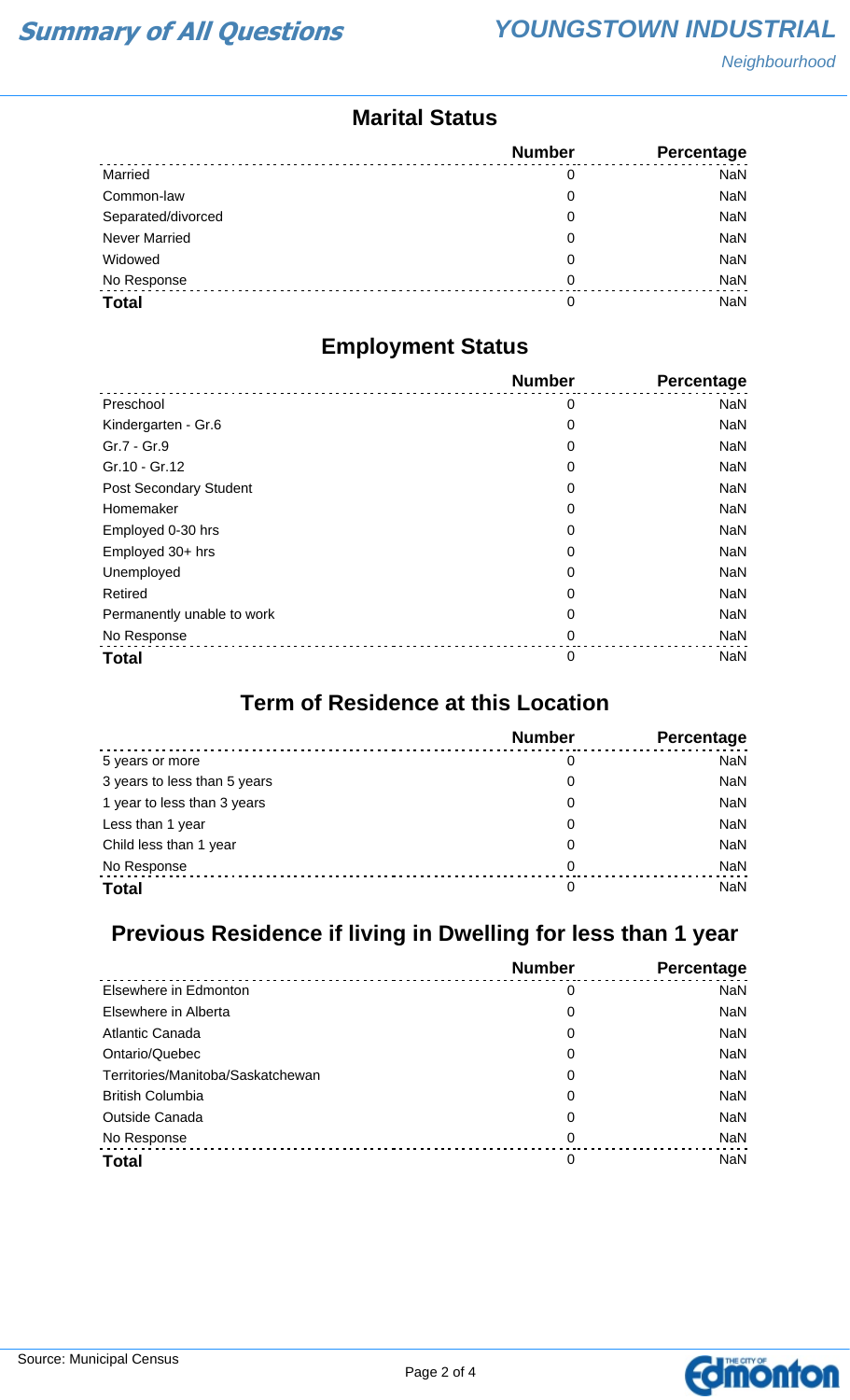## Marital Status

| | Number | Percentage |
|---|---|---|
| Married | 0 | NaN |
| Common-law | 0 | NaN |
| Separated/divorced | 0 | NaN |
| Never Married | 0 | NaN |
| Widowed | 0 | NaN |
| No Response | 0 | NaN |
| **Total** | 0 | NaN |

## Employment Status

| | Number | Percentage |
|---|---|---|
| Preschool | 0 | NaN |
| Kindergarten - Gr.6 | 0 | NaN |
| Gr.7 - Gr.9 | 0 | NaN |
| Gr.10 - Gr.12 | 0 | NaN |
| Post Secondary Student | 0 | NaN |
| Homemaker | 0 | NaN |
| Employed 0-30 hrs | 0 | NaN |
| Employed 30+ hrs | 0 | NaN |
| Unemployed | 0 | NaN |
| Retired | 0 | NaN |
| Permanently unable to work | 0 | NaN |
| No Response | 0 | NaN |
| **Total** | 0 | NaN |

## Term of Residence at this Location

| | Number | Percentage |
|---|---|---|
| 5 years or more | 0 | NaN |
| 3 years to less than 5 years | 0 | NaN |
| 1 year to less than 3 years | 0 | NaN |
| Less than 1 year | 0 | NaN |
| Child less than 1 year | 0 | NaN |
| No Response | 0 | NaN |
| **Total** | 0 | NaN |

## Previous Residence if living in Dwelling for less than 1 year

| | Number | Percentage |
|---|---|---|
| Elsewhere in Edmonton | 0 | NaN |
| Elsewhere in Alberta | 0 | NaN |
| Atlantic Canada | 0 | NaN |
| Ontario/Quebec | 0 | NaN |
| Territories/Manitoba/Saskatchewan | 0 | NaN |
| British Columbia | 0 | NaN |
| Outside Canada | 0 | NaN |
| No Response | 0 | NaN |
| **Total** | 0 | NaN |

Source: Municipal Census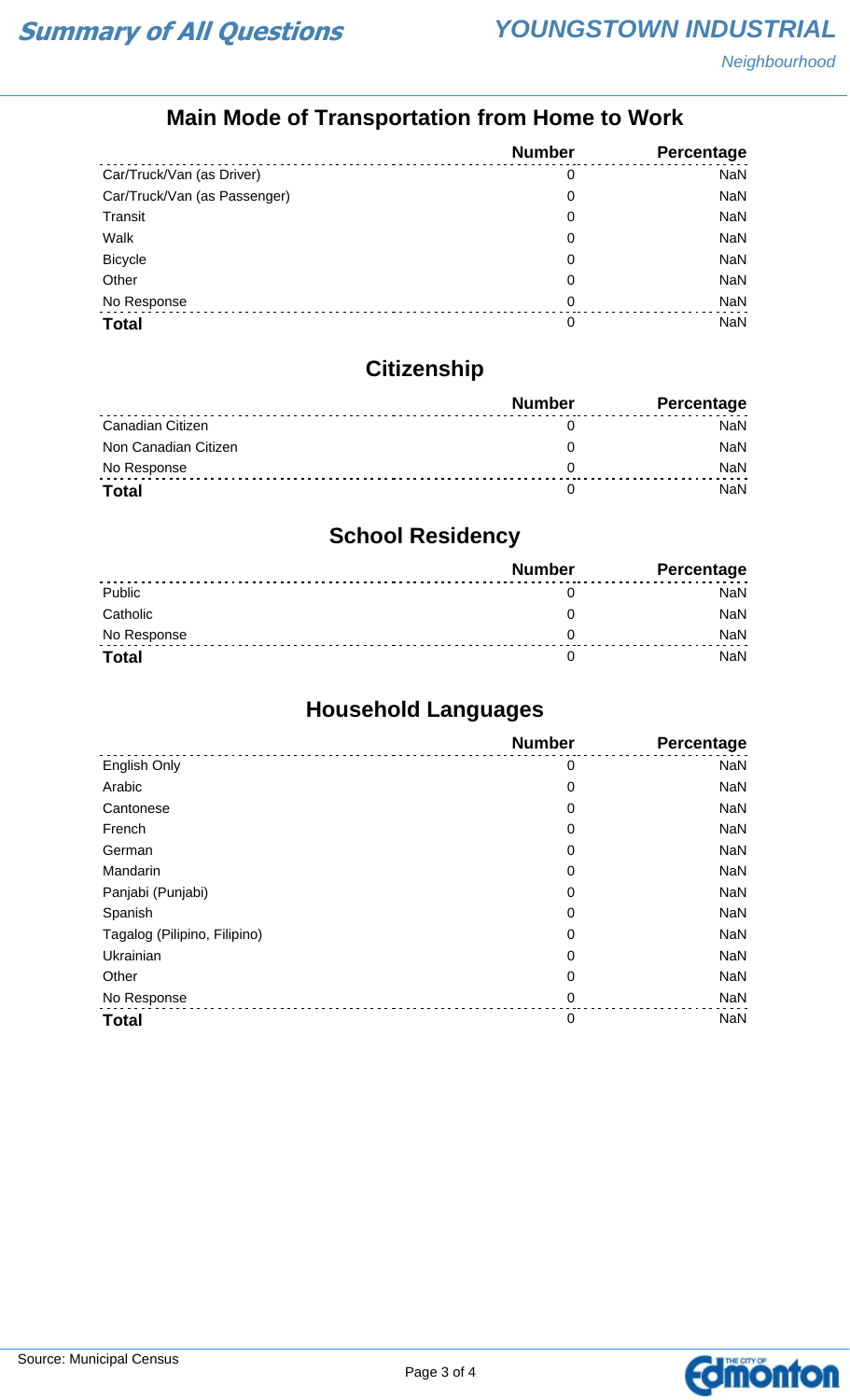## Main Mode of Transportation from Home to Work

| | Number | Percentage |
|---|---|---|
| Car/Truck/Van (as Driver) | 0 | NaN |
| Car/Truck/Van (as Passenger) | 0 | NaN |
| Transit | 0 | NaN |
| Walk | 0 | NaN |
| Bicycle | 0 | NaN |
| Other | 0 | NaN |
| No Response | 0 | NaN |
| **Total** | 0 | NaN |

## Citizenship

| | Number | Percentage |
|---|---|---|
| Canadian Citizen | 0 | NaN |
| Non Canadian Citizen | 0 | NaN |
| No Response | 0 | NaN |
| **Total** | 0 | NaN |

## School Residency

| | Number | Percentage |
|---|---|---|
| Public | 0 | NaN |
| Catholic | 0 | NaN |
| No Response | 0 | NaN |
| **Total** | 0 | NaN |

## Household Languages

| | Number | Percentage |
|---|---|---|
| English Only | 0 | NaN |
| Arabic | 0 | NaN |
| Cantonese | 0 | NaN |
| French | 0 | NaN |
| German | 0 | NaN |
| Mandarin | 0 | NaN |
| Panjabi (Punjabi) | 0 | NaN |
| Spanish | 0 | NaN |
| Tagalog (Pilipino, Filipino) | 0 | NaN |
| Ukrainian | 0 | NaN |
| Other | 0 | NaN |
| No Response | 0 | NaN |
| **Total** | 0 | NaN |

Source: Municipal Census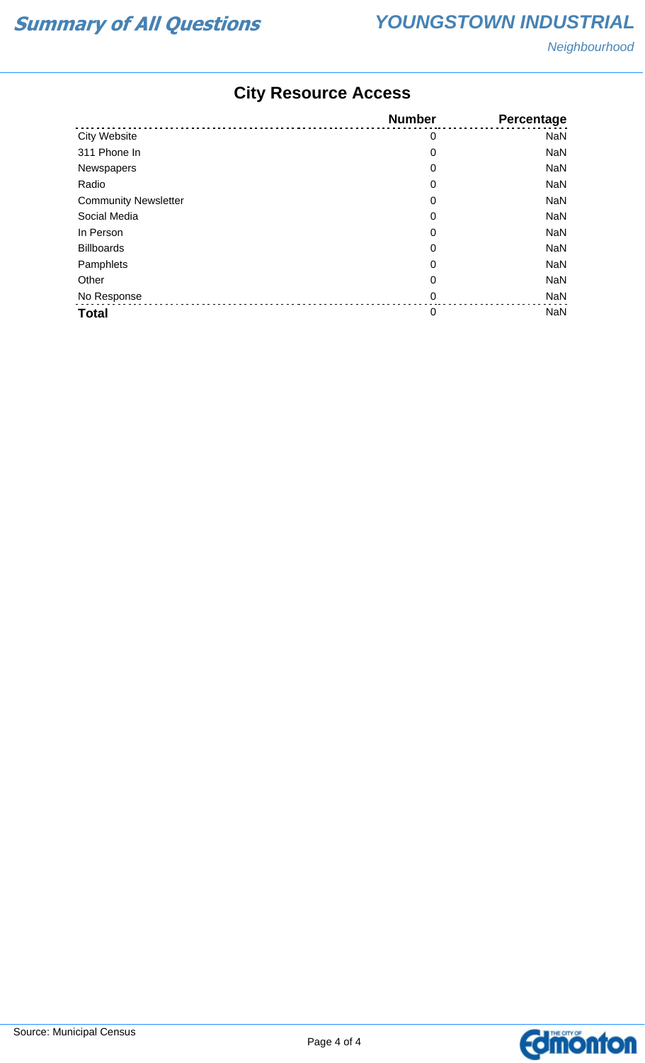## City Resource Access

| | Number | Percentage |
|---|---|---|
| City Website | 0 | NaN |
| 311 Phone In | 0 | NaN |
| Newspapers | 0 | NaN |
| Radio | 0 | NaN |
| Community Newsletter | 0 | NaN |
| Social Media | 0 | NaN |
| In Person | 0 | NaN |
| Billboards | 0 | NaN |
| Pamphlets | 0 | NaN |
| Other | 0 | NaN |
| No Response | 0 | NaN |
| **Total** | 0 | NaN |

Source: Municipal Census